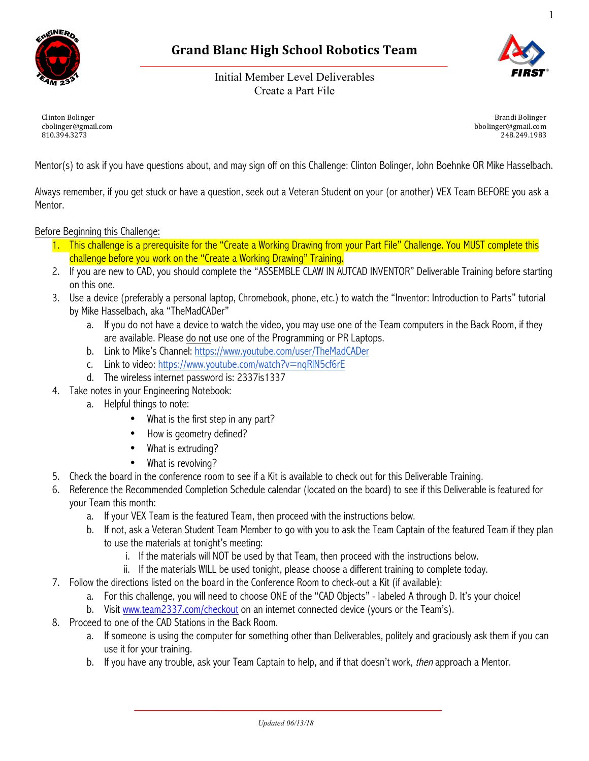# Grand Blanc High School Robotics Team

Initial Member Level Deliverables
Create a Part File

Clinton Bolinger
cbolinger@gmail.com
810.394.3273

Brandi Bolinger
bbolinger@gmail.com
248.249.1983

Mentor(s) to ask if you have questions about, and may sign off on this Challenge: Clinton Bolinger, John Boehnke OR Mike Hasselbach.

Always remember, if you get stuck or have a question, seek out a Veteran Student on your (or another) VEX Team BEFORE you ask a Mentor.

Before Beginning this Challenge:

1. This challenge is a prerequisite for the "Create a Working Drawing from your Part File" Challenge. You MUST complete this challenge before you work on the "Create a Working Drawing" Training.
2. If you are new to CAD, you should complete the "ASSEMBLE CLAW IN AUTCAD INVENTOR" Deliverable Training before starting on this one.
3. Use a device (preferably a personal laptop, Chromebook, phone, etc.) to watch the "Inventor: Introduction to Parts" tutorial by Mike Hasselbach, aka "TheMadCADer"
   a. If you do not have a device to watch the video, you may use one of the Team computers in the Back Room, if they are available. Please do not use one of the Programming or PR Laptops.
   b. Link to Mike's Channel: https://www.youtube.com/user/TheMadCADer
   c. Link to video: https://www.youtube.com/watch?v=nqRlN5cf6rE
   d. The wireless internet password is: 2337is1337
4. Take notes in your Engineering Notebook:
   a. Helpful things to note:
      - What is the first step in any part?
      - How is geometry defined?
      - What is extruding?
      - What is revolving?
5. Check the board in the conference room to see if a Kit is available to check out for this Deliverable Training.
6. Reference the Recommended Completion Schedule calendar (located on the board) to see if this Deliverable is featured for your Team this month:
   a. If your VEX Team is the featured Team, then proceed with the instructions below.
   b. If not, ask a Veteran Student Team Member to go with you to ask the Team Captain of the featured Team if they plan to use the materials at tonight's meeting:
      i. If the materials will NOT be used by that Team, then proceed with the instructions below.
      ii. If the materials WILL be used tonight, please choose a different training to complete today.
7. Follow the directions listed on the board in the Conference Room to check-out a Kit (if available):
   a. For this challenge, you will need to choose ONE of the "CAD Objects" - labeled A through D. It's your choice!
   b. Visit www.team2337.com/checkout on an internet connected device (yours or the Team's).
8. Proceed to one of the CAD Stations in the Back Room.
   a. If someone is using the computer for something other than Deliverables, politely and graciously ask them if you can use it for your training.
   b. If you have any trouble, ask your Team Captain to help, and if that doesn't work, *then* approach a Mentor.

*Updated 06/13/18*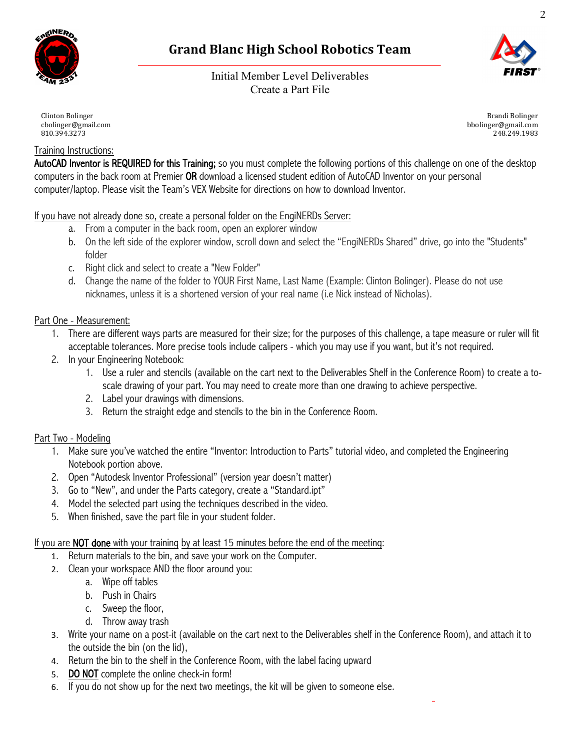# Grand Blanc High School Robotics Team

Initial Member Level Deliverables
Create a Part File

Clinton Bolinger
cbolinger@gmail.com
810.394.3273

Brandi Bolinger
bbolinger@gmail.com
248.249.1983

Training Instructions:

**AutoCAD Inventor is REQUIRED for this Training;** so you must complete the following portions of this challenge on one of the desktop computers in the back room at Premier **OR** download a licensed student edition of AutoCAD Inventor on your personal computer/laptop. Please visit the Team's VEX Website for directions on how to download Inventor.

If you have not already done so, create a personal folder on the EngiNERDs Server:

a. From a computer in the back room, open an explorer window
b. On the left side of the explorer window, scroll down and select the "EngiNERDs Shared" drive, go into the "Students" folder
c. Right click and select to create a "New Folder"
d. Change the name of the folder to YOUR First Name, Last Name (Example: Clinton Bolinger). Please do not use nicknames, unless it is a shortened version of your real name (i.e Nick instead of Nicholas).

Part One - Measurement:

1. There are different ways parts are measured for their size; for the purposes of this challenge, a tape measure or ruler will fit acceptable tolerances. More precise tools include calipers - which you may use if you want, but it's not required.
2. In your Engineering Notebook:
   1. Use a ruler and stencils (available on the cart next to the Deliverables Shelf in the Conference Room) to create a to-scale drawing of your part. You may need to create more than one drawing to achieve perspective.
   2. Label your drawings with dimensions.
   3. Return the straight edge and stencils to the bin in the Conference Room.

Part Two - Modeling

1. Make sure you've watched the entire "Inventor: Introduction to Parts" tutorial video, and completed the Engineering Notebook portion above.
2. Open "Autodesk Inventor Professional" (version year doesn't matter)
3. Go to "New", and under the Parts category, create a "Standard.ipt"
4. Model the selected part using the techniques described in the video.
5. When finished, save the part file in your student folder.

If you are **NOT done** with your training by at least 15 minutes before the end of the meeting:

1. Return materials to the bin, and save your work on the Computer.
2. Clean your workspace AND the floor around you:
   a. Wipe off tables
   b. Push in Chairs
   c. Sweep the floor,
   d. Throw away trash
3. Write your name on a post-it (available on the cart next to the Deliverables shelf in the Conference Room), and attach it to the outside the bin (on the lid),
4. Return the bin to the shelf in the Conference Room, with the label facing upward
5. **DO NOT** complete the online check-in form!
6. If you do not show up for the next two meetings, the kit will be given to someone else.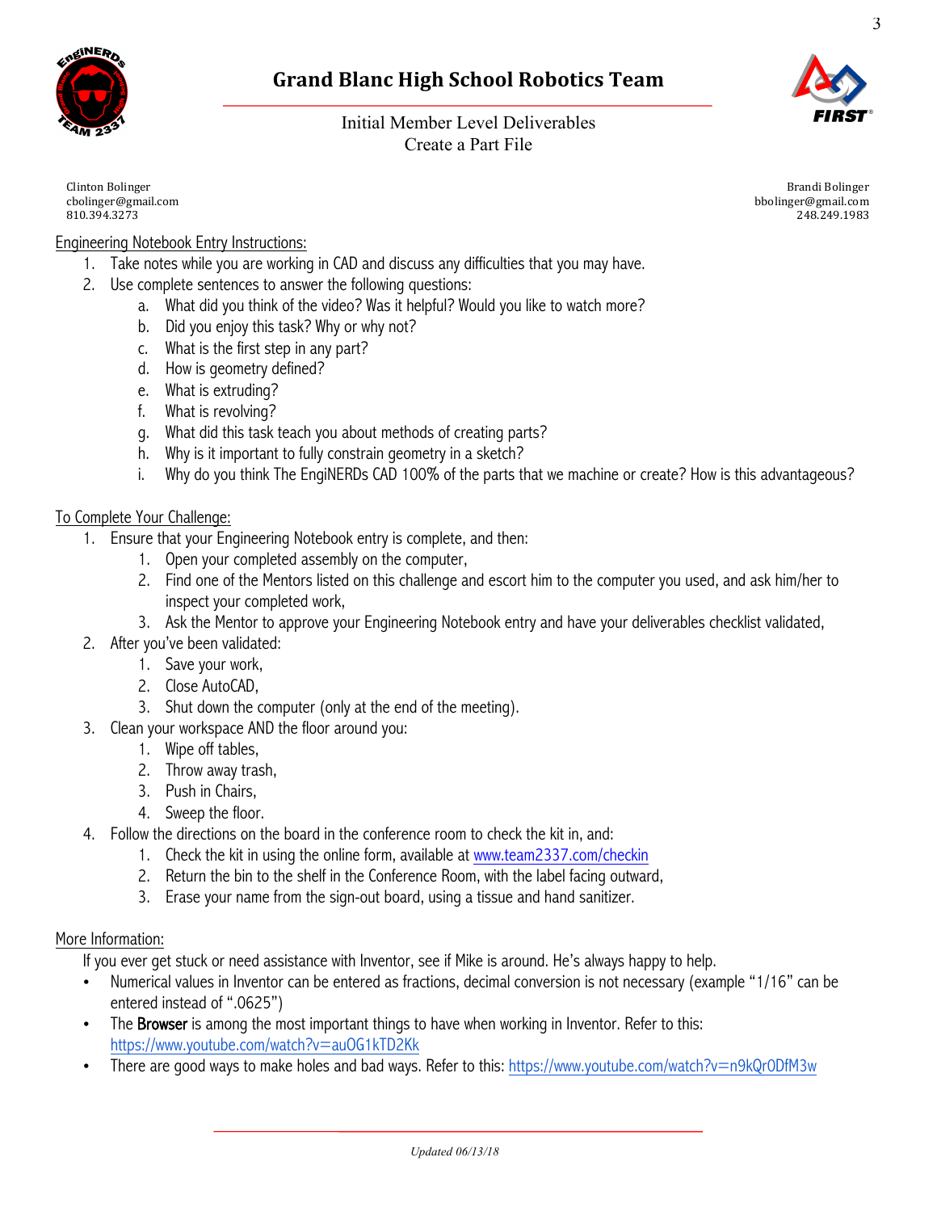# Grand Blanc High School Robotics Team

Initial Member Level Deliverables
Create a Part File

Clinton Bolinger
cbolinger@gmail.com
810.394.3273

Brandi Bolinger
bbolinger@gmail.com
248.249.1983

Engineering Notebook Entry Instructions:

1. Take notes while you are working in CAD and discuss any difficulties that you may have.
2. Use complete sentences to answer the following questions:
   a. What did you think of the video? Was it helpful? Would you like to watch more?
   b. Did you enjoy this task? Why or why not?
   c. What is the first step in any part?
   d. How is geometry defined?
   e. What is extruding?
   f. What is revolving?
   g. What did this task teach you about methods of creating parts?
   h. Why is it important to fully constrain geometry in a sketch?
   i. Why do you think The EngiNERDs CAD 100% of the parts that we machine or create? How is this advantageous?

To Complete Your Challenge:

1. Ensure that your Engineering Notebook entry is complete, and then:
   1. Open your completed assembly on the computer,
   2. Find one of the Mentors listed on this challenge and escort him to the computer you used, and ask him/her to inspect your completed work,
   3. Ask the Mentor to approve your Engineering Notebook entry and have your deliverables checklist validated,
2. After you've been validated:
   1. Save your work,
   2. Close AutoCAD,
   3. Shut down the computer (only at the end of the meeting).
3. Clean your workspace AND the floor around you:
   1. Wipe off tables,
   2. Throw away trash,
   3. Push in Chairs,
   4. Sweep the floor.
4. Follow the directions on the board in the conference room to check the kit in, and:
   1. Check the kit in using the online form, available at www.team2337.com/checkin
   2. Return the bin to the shelf in the Conference Room, with the label facing outward,
   3. Erase your name from the sign-out board, using a tissue and hand sanitizer.

More Information:

If you ever get stuck or need assistance with Inventor, see if Mike is around. He's always happy to help.

- Numerical values in Inventor can be entered as fractions, decimal conversion is not necessary (example "1/16" can be entered instead of ".0625")
- The **Browser** is among the most important things to have when working in Inventor. Refer to this: https://www.youtube.com/watch?v=auOG1kTD2Kk
- There are good ways to make holes and bad ways. Refer to this: https://www.youtube.com/watch?v=n9kQr0DfM3w

*Updated 06/13/18*